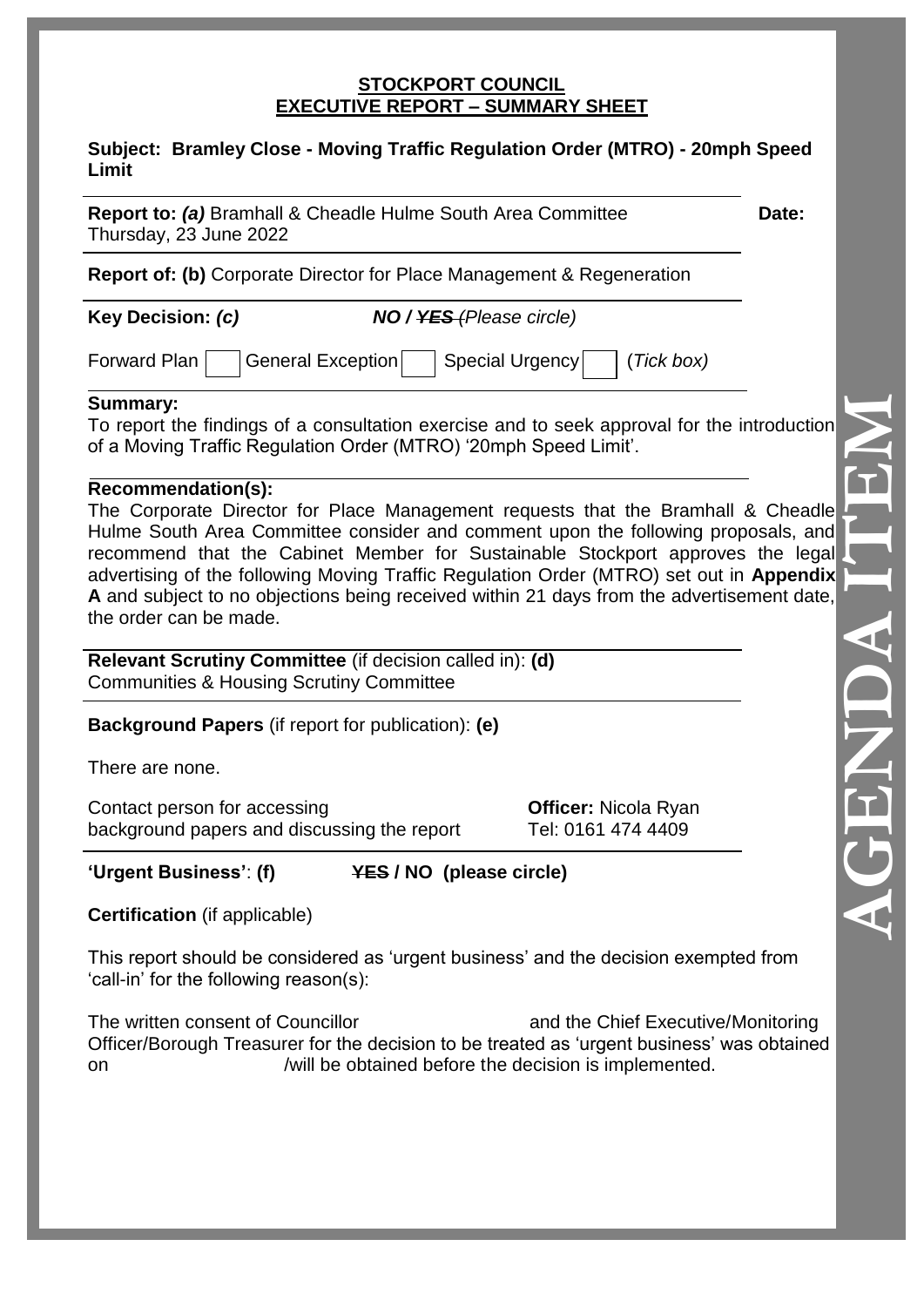**STOCKPORT COUNCIL**
**EXECUTIVE REPORT – SUMMARY SHEET**

**Subject: Bramley Close - Moving Traffic Regulation Order (MTRO) - 20mph Speed Limit**

**Report to:** ***(a)*** Bramhall & Cheadle Hulme South Area Committee **Date:** Thursday, 23 June 2022

**Report of: (b)** Corporate Director for Place Management & Regeneration

**Key Decision:** ***(c)*** ***NO / ~~YES~~*** *(Please circle)*

Forward Plan ☐ General Exception ☐ Special Urgency ☐ (*Tick box)*

**Summary:**
To report the findings of a consultation exercise and to seek approval for the introduction of a Moving Traffic Regulation Order (MTRO) '20mph Speed Limit'.

**Recommendation(s):**
The Corporate Director for Place Management requests that the Bramhall & Cheadle Hulme South Area Committee consider and comment upon the following proposals, and recommend that the Cabinet Member for Sustainable Stockport approves the legal advertising of the following Moving Traffic Regulation Order (MTRO) set out in **Appendix A** and subject to no objections being received within 21 days from the advertisement date, the order can be made.

**Relevant Scrutiny Committee** (if decision called in): **(d)**
Communities & Housing Scrutiny Committee

**Background Papers** (if report for publication): **(e)**

There are none.

Contact person for accessing background papers and discussing the report **Officer:** Nicola Ryan Tel: 0161 474 4409

**'Urgent Business'**: **(f)** **~~YES~~ / NO (please circle)**

**Certification** (if applicable)

This report should be considered as 'urgent business' and the decision exempted from 'call-in' for the following reason(s):

The written consent of Councillor and the Chief Executive/Monitoring Officer/Borough Treasurer for the decision to be treated as 'urgent business' was obtained on /will be obtained before the decision is implemented.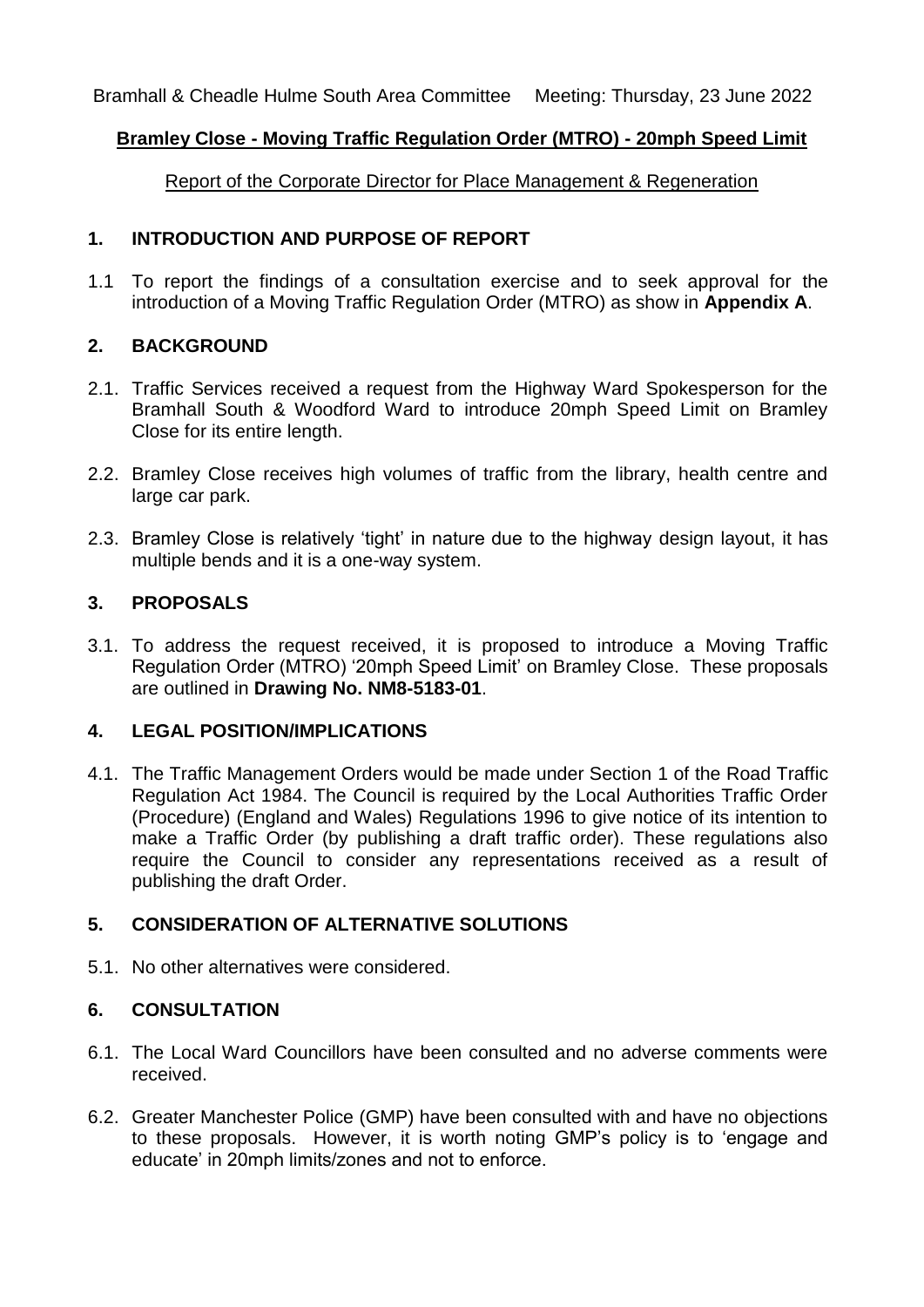Bramhall & Cheadle Hulme South Area Committee Meeting: Thursday, 23 June 2022

**Bramley Close - Moving Traffic Regulation Order (MTRO) - 20mph Speed Limit**

Report of the Corporate Director for Place Management & Regeneration

## 1. INTRODUCTION AND PURPOSE OF REPORT

1.1 To report the findings of a consultation exercise and to seek approval for the introduction of a Moving Traffic Regulation Order (MTRO) as show in **Appendix A**.

## 2. BACKGROUND

2.1. Traffic Services received a request from the Highway Ward Spokesperson for the Bramhall South & Woodford Ward to introduce 20mph Speed Limit on Bramley Close for its entire length.

2.2. Bramley Close receives high volumes of traffic from the library, health centre and large car park.

2.3. Bramley Close is relatively 'tight' in nature due to the highway design layout, it has multiple bends and it is a one-way system.

## 3. PROPOSALS

3.1. To address the request received, it is proposed to introduce a Moving Traffic Regulation Order (MTRO) '20mph Speed Limit' on Bramley Close. These proposals are outlined in **Drawing No. NM8-5183-01**.

## 4. LEGAL POSITION/IMPLICATIONS

4.1. The Traffic Management Orders would be made under Section 1 of the Road Traffic Regulation Act 1984. The Council is required by the Local Authorities Traffic Order (Procedure) (England and Wales) Regulations 1996 to give notice of its intention to make a Traffic Order (by publishing a draft traffic order). These regulations also require the Council to consider any representations received as a result of publishing the draft Order.

## 5. CONSIDERATION OF ALTERNATIVE SOLUTIONS

5.1. No other alternatives were considered.

## 6. CONSULTATION

6.1. The Local Ward Councillors have been consulted and no adverse comments were received.

6.2. Greater Manchester Police (GMP) have been consulted with and have no objections to these proposals. However, it is worth noting GMP's policy is to 'engage and educate' in 20mph limits/zones and not to enforce.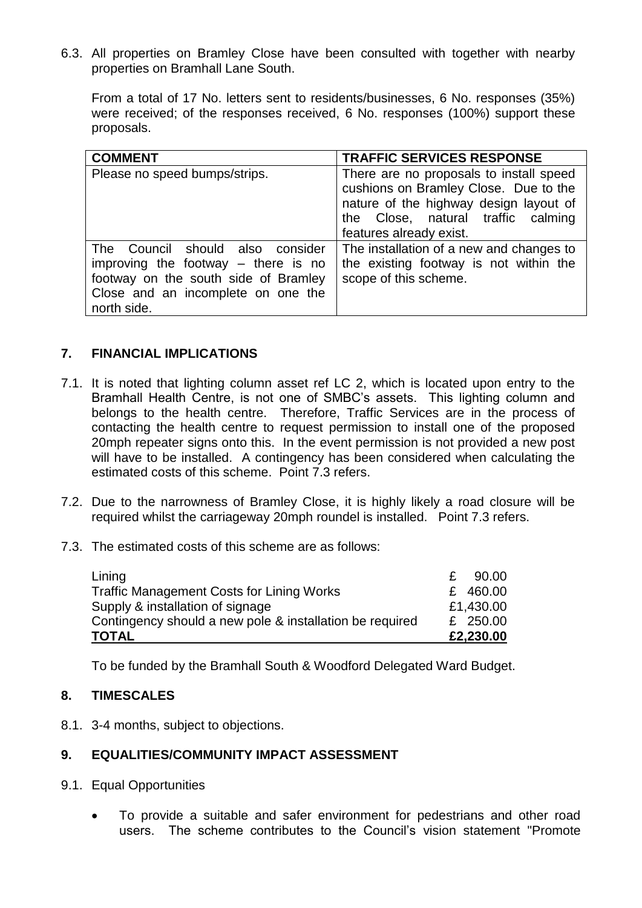6.3. All properties on Bramley Close have been consulted with together with nearby properties on Bramhall Lane South.

From a total of 17 No. letters sent to residents/businesses, 6 No. responses (35%) were received; of the responses received, 6 No. responses (100%) support these proposals.

| COMMENT | TRAFFIC SERVICES RESPONSE |
| --- | --- |
| Please no speed bumps/strips. | There are no proposals to install speed cushions on Bramley Close. Due to the nature of the highway design layout of the Close, natural traffic calming features already exist. |
| The Council should also consider improving the footway – there is no footway on the south side of Bramley Close and an incomplete on one the north side. | The installation of a new and changes to the existing footway is not within the scope of this scheme. |

## 7. FINANCIAL IMPLICATIONS

7.1. It is noted that lighting column asset ref LC 2, which is located upon entry to the Bramhall Health Centre, is not one of SMBC's assets. This lighting column and belongs to the health centre. Therefore, Traffic Services are in the process of contacting the health centre to request permission to install one of the proposed 20mph repeater signs onto this. In the event permission is not provided a new post will have to be installed. A contingency has been considered when calculating the estimated costs of this scheme. Point 7.3 refers.

7.2. Due to the narrowness of Bramley Close, it is highly likely a road closure will be required whilst the carriageway 20mph roundel is installed. Point 7.3 refers.

7.3. The estimated costs of this scheme are as follows:

| | |
| --- | --- |
| Lining | £ 90.00 |
| Traffic Management Costs for Lining Works | £ 460.00 |
| Supply & installation of signage | £1,430.00 |
| Contingency should a new pole & installation be required | £ 250.00 |
| **TOTAL** | **£2,230.00** |

To be funded by the Bramhall South & Woodford Delegated Ward Budget.

## 8. TIMESCALES

8.1. 3-4 months, subject to objections.

## 9. EQUALITIES/COMMUNITY IMPACT ASSESSMENT

9.1. Equal Opportunities

- To provide a suitable and safer environment for pedestrians and other road users. The scheme contributes to the Council's vision statement "Promote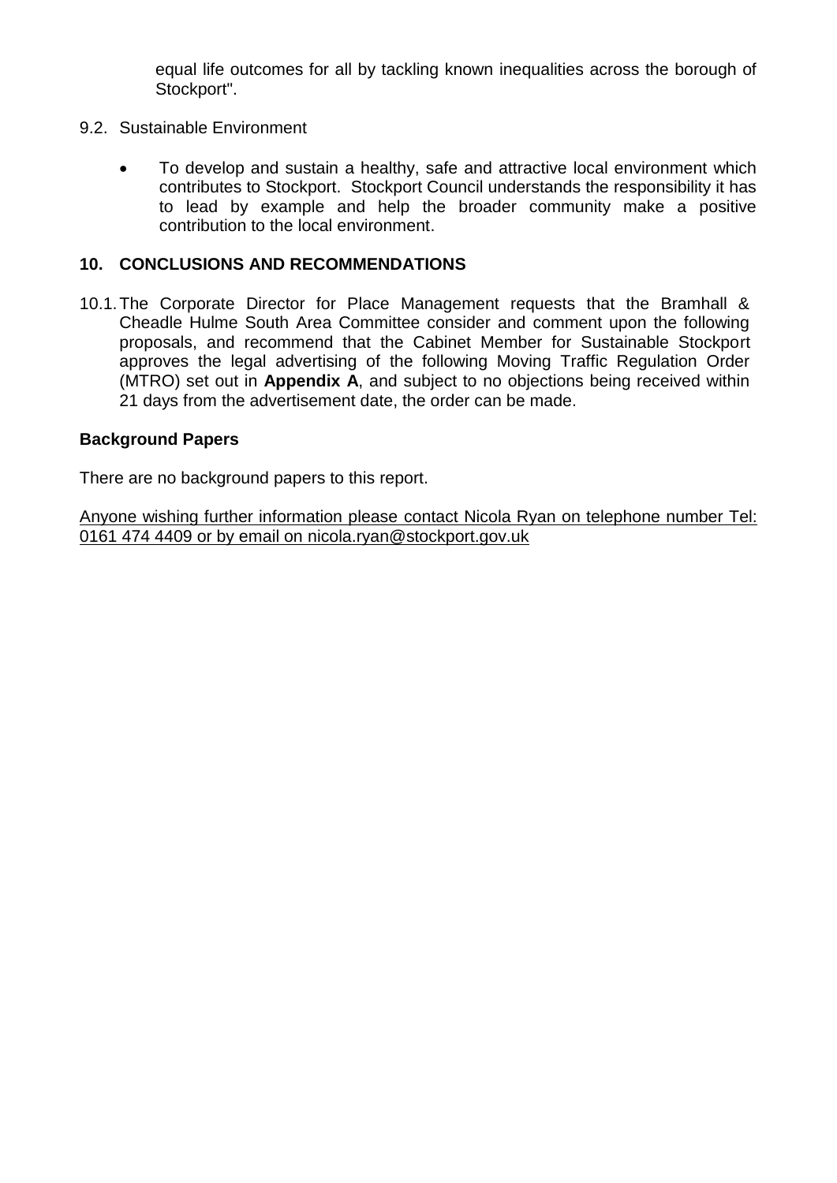equal life outcomes for all by tackling known inequalities across the borough of Stockport".

9.2. Sustainable Environment

- To develop and sustain a healthy, safe and attractive local environment which contributes to Stockport. Stockport Council understands the responsibility it has to lead by example and help the broader community make a positive contribution to the local environment.

## 10. CONCLUSIONS AND RECOMMENDATIONS

10.1. The Corporate Director for Place Management requests that the Bramhall & Cheadle Hulme South Area Committee consider and comment upon the following proposals, and recommend that the Cabinet Member for Sustainable Stockport approves the legal advertising of the following Moving Traffic Regulation Order (MTRO) set out in **Appendix A**, and subject to no objections being received within 21 days from the advertisement date, the order can be made.

**Background Papers**

There are no background papers to this report.

Anyone wishing further information please contact Nicola Ryan on telephone number Tel: 0161 474 4409 or by email on nicola.ryan@stockport.gov.uk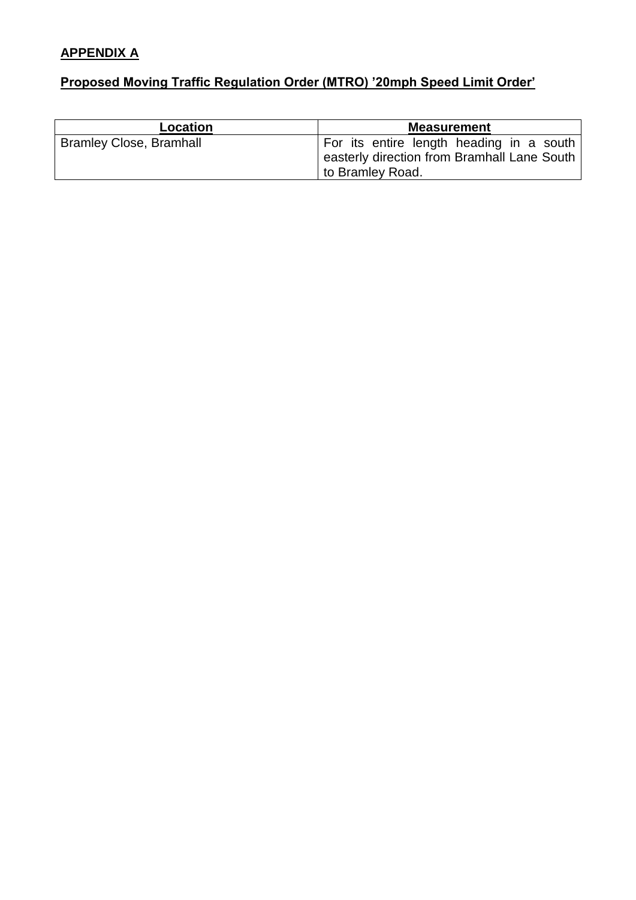**APPENDIX A**

**Proposed Moving Traffic Regulation Order (MTRO) '20mph Speed Limit Order'**

| Location | Measurement |
| --- | --- |
| Bramley Close, Bramhall | For its entire length heading in a south easterly direction from Bramhall Lane South to Bramley Road. |